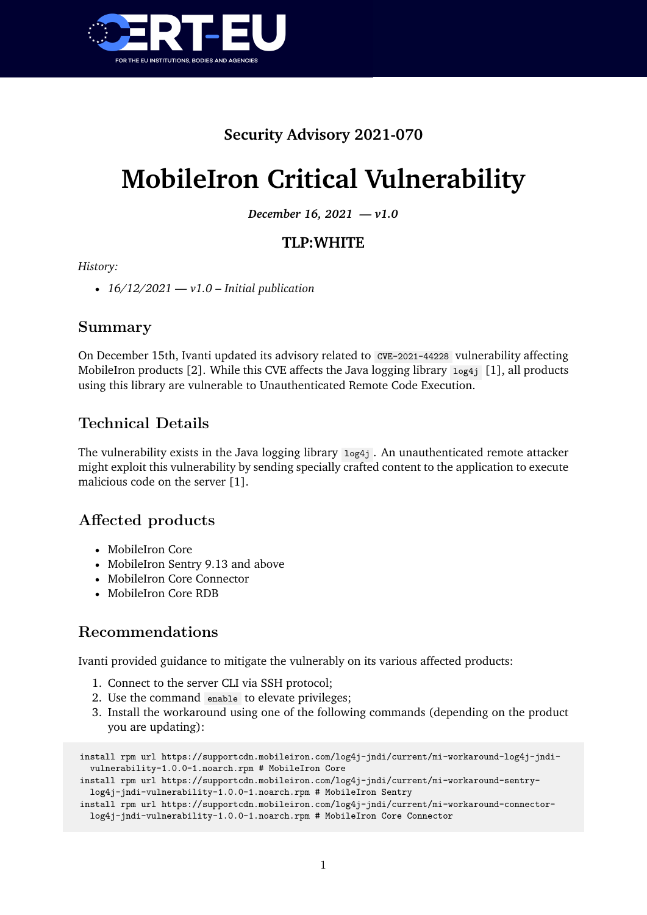**Security Advisory 2021-070**

# MobileIron Critical Vulnerability

*December 16, 2021 — v1.0*

**TLP:WHITE**

*History:*

- *16/12/2021 — v1.0 – Initial publication*

## Summary

On December 15th, Ivanti updated its advisory related to `CVE-2021-44228` vulnerability affecting MobileIron products [2]. While this CVE affects the Java logging library `log4j` [1], all products using this library are vulnerable to Unauthenticated Remote Code Execution.

## Technical Details

The vulnerability exists in the Java logging library `log4j`. An unauthenticated remote attacker might exploit this vulnerability by sending specially crafted content to the application to execute malicious code on the server [1].

## Affected products

- MobileIron Core
- MobileIron Sentry 9.13 and above
- MobileIron Core Connector
- MobileIron Core RDB

## Recommendations

Ivanti provided guidance to mitigate the vulnerably on its various affected products:

1. Connect to the server CLI via SSH protocol;
2. Use the command `enable` to elevate privileges;
3. Install the workaround using one of the following commands (depending on the product you are updating):

```
install rpm url https://supportcdn.mobileiron.com/log4j-jndi/current/mi-workaround-log4j-jndi-vulnerability-1.0.0-1.noarch.rpm # MobileIron Core
install rpm url https://supportcdn.mobileiron.com/log4j-jndi/current/mi-workaround-sentry-log4j-jndi-vulnerability-1.0.0-1.noarch.rpm # MobileIron Sentry
install rpm url https://supportcdn.mobileiron.com/log4j-jndi/current/mi-workaround-connector-log4j-jndi-vulnerability-1.0.0-1.noarch.rpm # MobileIron Core Connector
```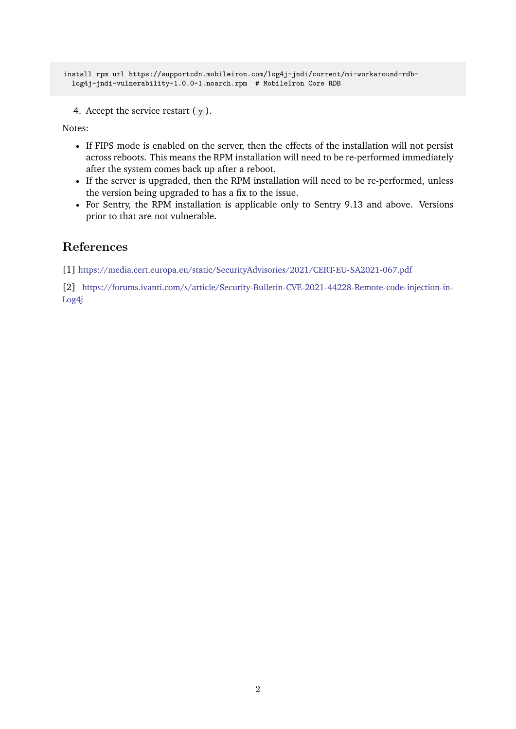```
install rpm url https://supportcdn.mobileiron.com/log4j-jndi/current/mi-workaround-rdb-
  log4j-jndi-vulnerability-1.0.0-1.noarch.rpm  # MobileIron Core RDB
```

4. Accept the service restart ( `y` ).

Notes:

- If FIPS mode is enabled on the server, then the effects of the installation will not persist across reboots. This means the RPM installation will need to be re-performed immediately after the system comes back up after a reboot.
- If the server is upgraded, then the RPM installation will need to be re-performed, unless the version being upgraded to has a fix to the issue.
- For Sentry, the RPM installation is applicable only to Sentry 9.13 and above. Versions prior to that are not vulnerable.

## References

[1] https://media.cert.europa.eu/static/SecurityAdvisories/2021/CERT-EU-SA2021-067.pdf

[2] https://forums.ivanti.com/s/article/Security-Bulletin-CVE-2021-44228-Remote-code-injection-in-Log4j